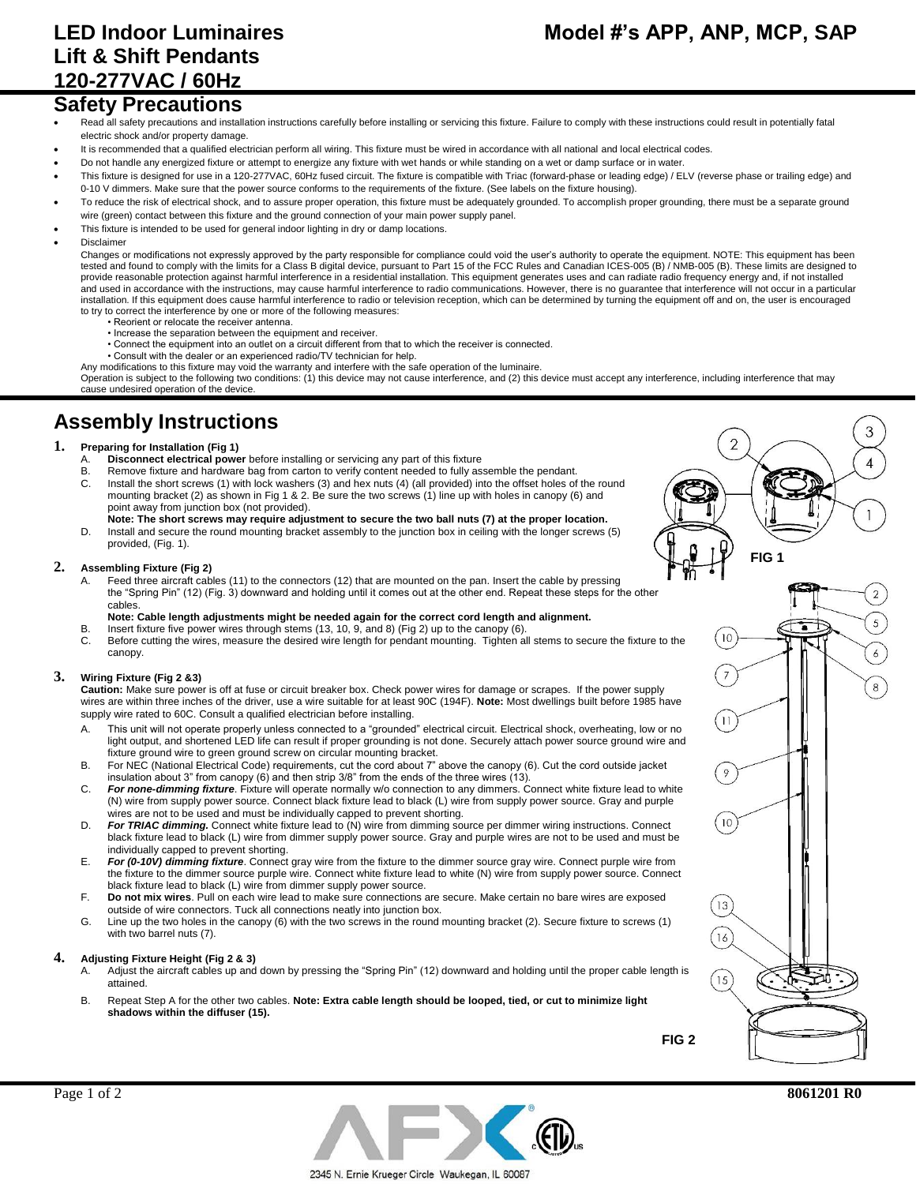# LED Indoor Luminaires
# Lift & Shift Pendants
# 120-277VAC / 60Hz

**Model #'s APP, ANP, MCP, SAP**

## Safety Precautions

- Read all safety precautions and installation instructions carefully before installing or servicing this fixture. Failure to comply with these instructions could result in potentially fatal electric shock and/or property damage.
- It is recommended that a qualified electrician perform all wiring. This fixture must be wired in accordance with all national and local electrical codes.
- Do not handle any energized fixture or attempt to energize any fixture with wet hands or while standing on a wet or damp surface or in water.
- This fixture is designed for use in a 120-277VAC, 60Hz fused circuit. The fixture is compatible with Triac (forward-phase or leading edge) / ELV (reverse phase or trailing edge) and 0-10 V dimmers. Make sure that the power source conforms to the requirements of the fixture. (See labels on the fixture housing).
- To reduce the risk of electrical shock, and to assure proper operation, this fixture must be adequately grounded. To accomplish proper grounding, there must be a separate ground wire (green) contact between this fixture and the ground connection of your main power supply panel.
- This fixture is intended to be used for general indoor lighting in dry or damp locations.
- Disclaimer

  Changes or modifications not expressly approved by the party responsible for compliance could void the user's authority to operate the equipment. NOTE: This equipment has been tested and found to comply with the limits for a Class B digital device, pursuant to Part 15 of the FCC Rules and Canadian ICES-005 (B) / NMB-005 (B). These limits are designed to provide reasonable protection against harmful interference in a residential installation. This equipment generates uses and can radiate radio frequency energy and, if not installed and used in accordance with the instructions, may cause harmful interference to radio communications. However, there is no guarantee that interference will not occur in a particular installation. If this equipment does cause harmful interference to radio or television reception, which can be determined by turning the equipment off and on, the user is encouraged to try to correct the interference by one or more of the following measures:
  - Reorient or relocate the receiver antenna.
  - Increase the separation between the equipment and receiver.
  - Connect the equipment into an outlet on a circuit different from that to which the receiver is connected.
  - Consult with the dealer or an experienced radio/TV technician for help.

  Any modifications to this fixture may void the warranty and interfere with the safe operation of the luminaire.
  Operation is subject to the following two conditions: (1) this device may not cause interference, and (2) this device must accept any interference, including interference that may cause undesired operation of the device.

## Assembly Instructions

**1. Preparing for Installation (Fig 1)**

A. **Disconnect electrical power** before installing or servicing any part of this fixture

B. Remove fixture and hardware bag from carton to verify content needed to fully assemble the pendant.

C. Install the short screws (1) with lock washers (3) and hex nuts (4) (all provided) into the offset holes of the round mounting bracket (2) as shown in Fig 1 & 2. Be sure the two screws (1) line up with holes in canopy (6) and point away from junction box (not provided).
**Note: The short screws may require adjustment to secure the two ball nuts (7) at the proper location.**

D. Install and secure the round mounting bracket assembly to the junction box in ceiling with the longer screws (5) provided, (Fig. 1).

FIG 1

**2. Assembling Fixture (Fig 2)**

A. Feed three aircraft cables (11) to the connectors (12) that are mounted on the pan. Insert the cable by pressing the "Spring Pin" (12) (Fig. 3) downward and holding until it comes out at the other end. Repeat these steps for the other cables.
**Note: Cable length adjustments might be needed again for the correct cord length and alignment.**

B. Insert fixture five power wires through stems (13, 10, 9, and 8) (Fig 2) up to the canopy (6).

C. Before cutting the wires, measure the desired wire length for pendant mounting. Tighten all stems to secure the fixture to the canopy.

**3. Wiring Fixture (Fig 2 &3)**

**Caution:** Make sure power is off at fuse or circuit breaker box. Check power wires for damage or scrapes. If the power supply wires are within three inches of the driver, use a wire suitable for at least 90C (194F). **Note:** Most dwellings built before 1985 have supply wire rated to 60C. Consult a qualified electrician before installing.

A. This unit will not operate properly unless connected to a "grounded" electrical circuit. Electrical shock, overheating, low or no light output, and shortened LED life can result if proper grounding is not done. Securely attach power source ground wire and fixture ground wire to green ground screw on circular mounting bracket.

B. For NEC (National Electrical Code) requirements, cut the cord about 7" above the canopy (6). Cut the cord outside jacket insulation about 3" from canopy (6) and then strip 3/8" from the ends of the three wires (13).

C. ***For none-dimming fixture***. Fixture will operate normally w/o connection to any dimmers. Connect white fixture lead to white (N) wire from supply power source. Connect black fixture lead to black (L) wire from supply power source. Gray and purple wires are not to be used and must be individually capped to prevent shorting.

D. ***For TRIAC dimming.*** Connect white fixture lead to (N) wire from dimming source per dimmer wiring instructions. Connect black fixture lead to black (L) wire from dimmer supply power source. Gray and purple wires are not to be used and must be individually capped to prevent shorting.

E. ***For (0-10V) dimming fixture***. Connect gray wire from the fixture to the dimmer source gray wire. Connect purple wire from the fixture to the dimmer source purple wire. Connect white fixture lead to white (N) wire from supply power source. Connect black fixture lead to black (L) wire from dimmer supply power source.

F. **Do not mix wires**. Pull on each wire lead to make sure connections are secure. Make certain no bare wires are exposed outside of wire connectors. Tuck all connections neatly into junction box.

G. Line up the two holes in the canopy (6) with the two screws in the round mounting bracket (2). Secure fixture to screws (1) with two barrel nuts (7).

**4. Adjusting Fixture Height (Fig 2 & 3)**

A. Adjust the aircraft cables up and down by pressing the "Spring Pin" (12) downward and holding until the proper cable length is attained.

B. Repeat Step A for the other two cables. **Note: Extra cable length should be looped, tied, or cut to minimize light shadows within the diffuser (15).**

FIG 2

8061201 R0

2345 N. Ernie Krueger Circle Waukegan, IL 60087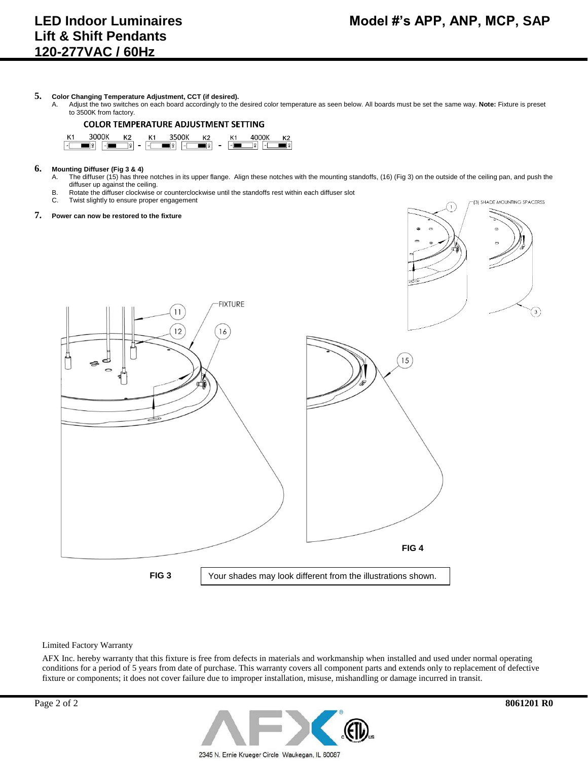5. **Color Changing Temperature Adjustment, CCT (if desired).**
   A. Adjust the two switches on each board accordingly to the desired color temperature as seen below. All boards must be set the same way. **Note:** Fixture is preset to 3500K from factory.

**COLOR TEMPERATURE ADJUSTMENT SETTING**

K1 3000K K2 - K1 3500K K2 - K1 4000K K2

6. **Mounting Diffuser (Fig 3 & 4)**
   A. The diffuser (15) has three notches in its upper flange. Align these notches with the mounting standoffs, (16) (Fig 3) on the outside of the ceiling pan, and push the diffuser up against the ceiling.
   B. Rotate the diffuser clockwise or counterclockwise until the standoffs rest within each diffuser slot
   C. Twist slightly to ensure proper engagement

7. **Power can now be restored to the fixture**

(3) SHADE MOUNTING SPACERSS

1

3

11

12

16

FIXTURE

15

FIG 4

FIG 3

Your shades may look different from the illustrations shown.

Limited Factory Warranty

AFX Inc. hereby warranty that this fixture is free from defects in materials and workmanship when installed and used under normal operating conditions for a period of 5 years from date of purchase. This warranty covers all component parts and extends only to replacement of defective fixture or components; it does not cover failure due to improper installation, misuse, mishandling or damage incurred in transit.

8061201 R0

2345 N. Ernie Krueger Circle Waukegan, IL 60087